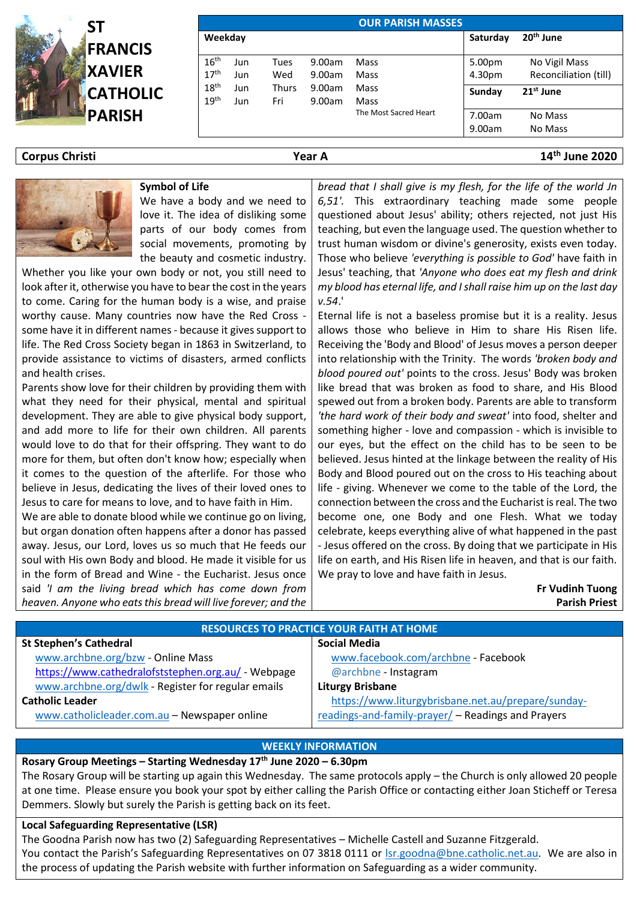# ST FRANCIS XAVIER CATHOLIC PARISH

| OUR PARISH MASSES | | | | | | |
|---|---|---|---|---|---|---|
| **Weekday** | | | | | **Saturday** | **20th June** |
| 16th | Jun | Tues | 9.00am | Mass | 5.00pm | No Vigil Mass |
| 17th | Jun | Wed | 9.00am | Mass | 4.30pm | Reconciliation (till) |
| 18th | Jun | Thurs | 9.00am | Mass | **Sunday** | **21st June** |
| 19th | Jun | Fri | 9.00am | Mass<br>The Most Sacred Heart | 7.00am | No Mass |
| | | | | | 9.00am | No Mass |

**Corpus Christi** **Year A** **14th June 2020**

### Symbol of Life

We have a body and we need to love it. The idea of disliking some parts of our body comes from social movements, promoting by the beauty and cosmetic industry. Whether you like your own body or not, you still need to look after it, otherwise you have to bear the cost in the years to come. Caring for the human body is a wise, and praise worthy cause. Many countries now have the Red Cross - some have it in different names - because it gives support to life. The Red Cross Society began in 1863 in Switzerland, to provide assistance to victims of disasters, armed conflicts and health crises.

Parents show love for their children by providing them with what they need for their physical, mental and spiritual development. They are able to give physical body support, and add more to life for their own children. All parents would love to do that for their offspring. They want to do more for them, but often don't know how; especially when it comes to the question of the afterlife. For those who believe in Jesus, dedicating the lives of their loved ones to Jesus to care for means to love, and to have faith in Him.

We are able to donate blood while we continue go on living, but organ donation often happens after a donor has passed away. Jesus, our Lord, loves us so much that He feeds our soul with His own Body and blood. He made it visible for us in the form of Bread and Wine - the Eucharist. Jesus once said *'I am the living bread which has come down from heaven. Anyone who eats this bread will live forever; and the bread that I shall give is my flesh, for the life of the world Jn 6,51'.* This extraordinary teaching made some people questioned about Jesus' ability; others rejected, not just His teaching, but even the language used. The question whether to trust human wisdom or divine's generosity, exists even today. Those who believe *'everything is possible to God'* have faith in Jesus' teaching, that *'Anyone who does eat my flesh and drink my blood has eternal life, and I shall raise him up on the last day v.54*.'

Eternal life is not a baseless promise but it is a reality. Jesus allows those who believe in Him to share His Risen life. Receiving the 'Body and Blood' of Jesus moves a person deeper into relationship with the Trinity. The words *'broken body and blood poured out'* points to the cross. Jesus' Body was broken like bread that was broken as food to share, and His Blood spewed out from a broken body. Parents are able to transform *'the hard work of their body and sweat'* into food, shelter and something higher - love and compassion - which is invisible to our eyes, but the effect on the child has to be seen to be believed. Jesus hinted at the linkage between the reality of His Body and Blood poured out on the cross to His teaching about life - giving. Whenever we come to the table of the Lord, the connection between the cross and the Eucharist is real. The two become one, one Body and one Flesh. What we today celebrate, keeps everything alive of what happened in the past - Jesus offered on the cross. By doing that we participate in His life on earth, and His Risen life in heaven, and that is our faith. We pray to love and have faith in Jesus.

**Fr Vudinh Tuong**
**Parish Priest**

## RESOURCES TO PRACTICE YOUR FAITH AT HOME

**St Stephen's Cathedral**
- www.archbne.org/bzw - Online Mass
- https://www.cathedralofststephen.org.au/ - Webpage
- www.archbne.org/dwlk - Register for regular emails

**Catholic Leader**
- www.catholicleader.com.au – Newspaper online

**Social Media**
- www.facebook.com/archbne - Facebook
- @archbne - Instagram

**Liturgy Brisbane**
- https://www.liturgybrisbane.net.au/prepare/sunday-readings-and-family-prayer/ – Readings and Prayers

## WEEKLY INFORMATION

**Rosary Group Meetings – Starting Wednesday 17th June 2020 – 6.30pm**

The Rosary Group will be starting up again this Wednesday. The same protocols apply – the Church is only allowed 20 people at one time. Please ensure you book your spot by either calling the Parish Office or contacting either Joan Sticheff or Teresa Demmers. Slowly but surely the Parish is getting back on its feet.

**Local Safeguarding Representative (LSR)**

The Goodna Parish now has two (2) Safeguarding Representatives – Michelle Castell and Suzanne Fitzgerald.
You contact the Parish's Safeguarding Representatives on 07 3818 0111 or lsr.goodna@bne.catholic.net.au. We are also in the process of updating the Parish website with further information on Safeguarding as a wider community.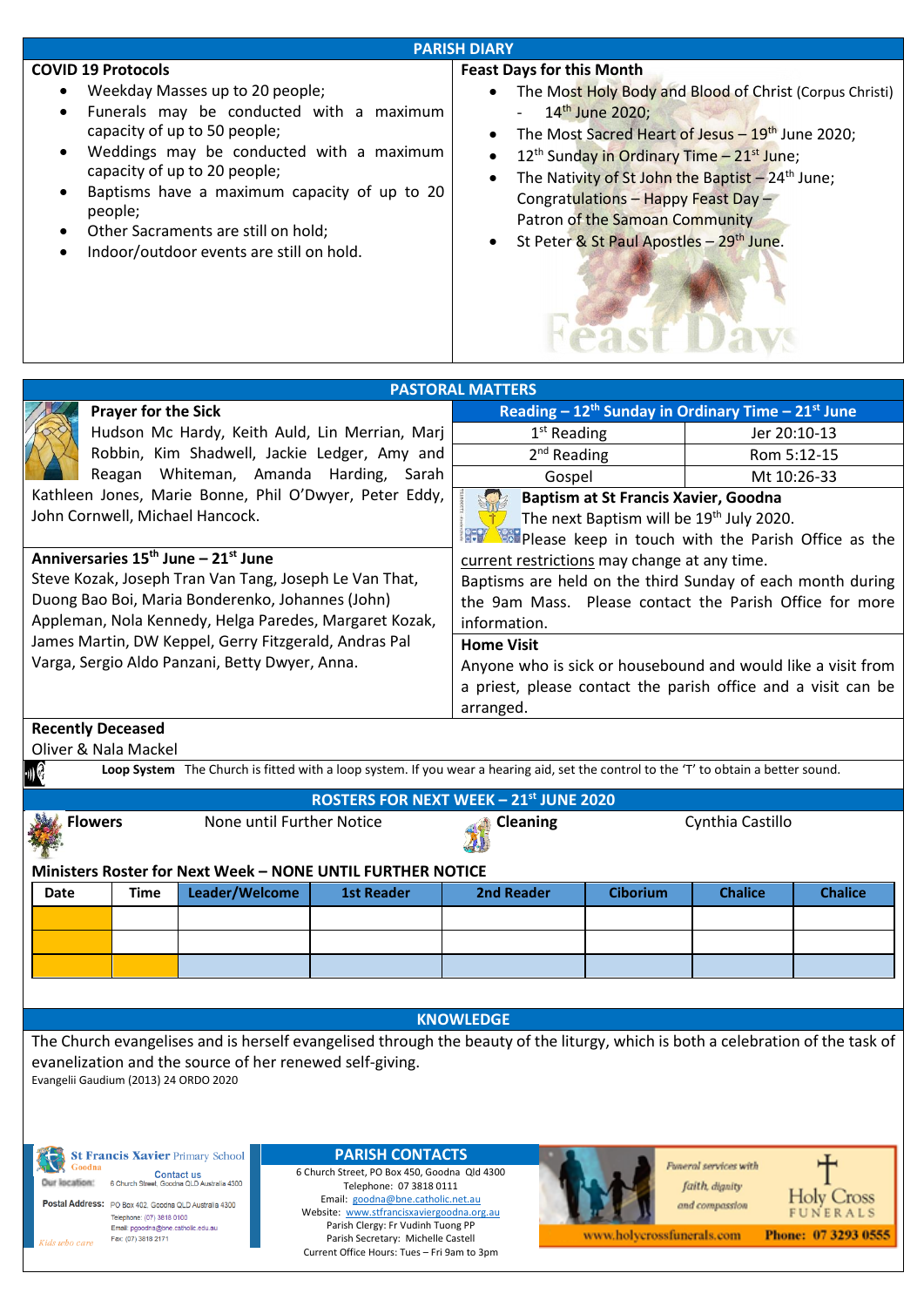## PARISH DIARY

### COVID 19 Protocols

- Weekday Masses up to 20 people;
- Funerals may be conducted with a maximum capacity of up to 50 people;
- Weddings may be conducted with a maximum capacity of up to 20 people;
- Baptisms have a maximum capacity of up to 20 people;
- Other Sacraments are still on hold;
- Indoor/outdoor events are still on hold.

### Feast Days for this Month

- The Most Holy Body and Blood of Christ (Corpus Christi) - 14th June 2020;
- The Most Sacred Heart of Jesus – 19th June 2020;
- 12th Sunday in Ordinary Time – 21st June;
- The Nativity of St John the Baptist – 24th June; Congratulations – Happy Feast Day – Patron of the Samoan Community
- St Peter & St Paul Apostles – 29th June.

Feast Days

## PASTORAL MATTERS

### Prayer for the Sick

Hudson Mc Hardy, Keith Auld, Lin Merrian, Marj Robbin, Kim Shadwell, Jackie Ledger, Amy and Reagan Whiteman, Amanda Harding, Sarah Kathleen Jones, Marie Bonne, Phil O'Dwyer, Peter Eddy, John Cornwell, Michael Hancock.

### Anniversaries 15th June – 21st June

Steve Kozak, Joseph Tran Van Tang, Joseph Le Van That, Duong Bao Boi, Maria Bonderenko, Johannes (John) Appleman, Nola Kennedy, Helga Paredes, Margaret Kozak, James Martin, DW Keppel, Gerry Fitzgerald, Andras Pal Varga, Sergio Aldo Panzani, Betty Dwyer, Anna.

### Reading – 12th Sunday in Ordinary Time – 21st June

| | |
|---|---|
| 1st Reading | Jer 20:10-13 |
| 2nd Reading | Rom 5:12-15 |
| Gospel | Mt 10:26-33 |

### Baptism at St Francis Xavier, Goodna

The next Baptism will be 19th July 2020. Please keep in touch with the Parish Office as the current restrictions may change at any time.

Baptisms are held on the third Sunday of each month during the 9am Mass. Please contact the Parish Office for more information.

### Home Visit

Anyone who is sick or housebound and would like a visit from a priest, please contact the parish office and a visit can be arranged.

### Recently Deceased

Oliver & Nala Mackel

**Loop System** The Church is fitted with a loop system. If you wear a hearing aid, set the control to the 'T' to obtain a better sound.

## ROSTERS FOR NEXT WEEK – 21st JUNE 2020

**Flowers** None until Further Notice

**Cleaning** Cynthia Castillo

### Ministers Roster for Next Week – NONE UNTIL FURTHER NOTICE

| Date | Time | Leader/Welcome | 1st Reader | 2nd Reader | Ciborium | Chalice | Chalice |
|---|---|---|---|---|---|---|---|
| | | | | | | | |
| | | | | | | | |
| | | | | | | | |

## KNOWLEDGE

The Church evangelises and is herself evangelised through the beauty of the liturgy, which is both a celebration of the task of evanelization and the source of her renewed self-giving.

Evangelii Gaudium (2013) 24 ORDO 2020

**St Francis Xavier Primary School** Goodna

Contact us

Our location: 6 Church Street, Goodna QLD Australia 4300

Postal Address: PO Box 402, Goodna QLD Australia 4300

Telephone: (07) 3818 0100

Email: pgoodna@bne.catholic.edu.au

Fax: (07) 3818 2171

Kids who care

## PARISH CONTACTS

6 Church Street, PO Box 450, Goodna Qld 4300
Telephone: 07 3818 0111
Email: goodna@bne.catholic.net.au
Website: www.stfrancisxaviergoodna.org.au
Parish Clergy: Fr Vudinh Tuong PP
Parish Secretary: Michelle Castell
Current Office Hours: Tues – Fri 9am to 3pm

Funeral services with faith, dignity and compassion

Holy Cross FUNERALS

www.holycrossfunerals.com Phone: 07 3293 0555